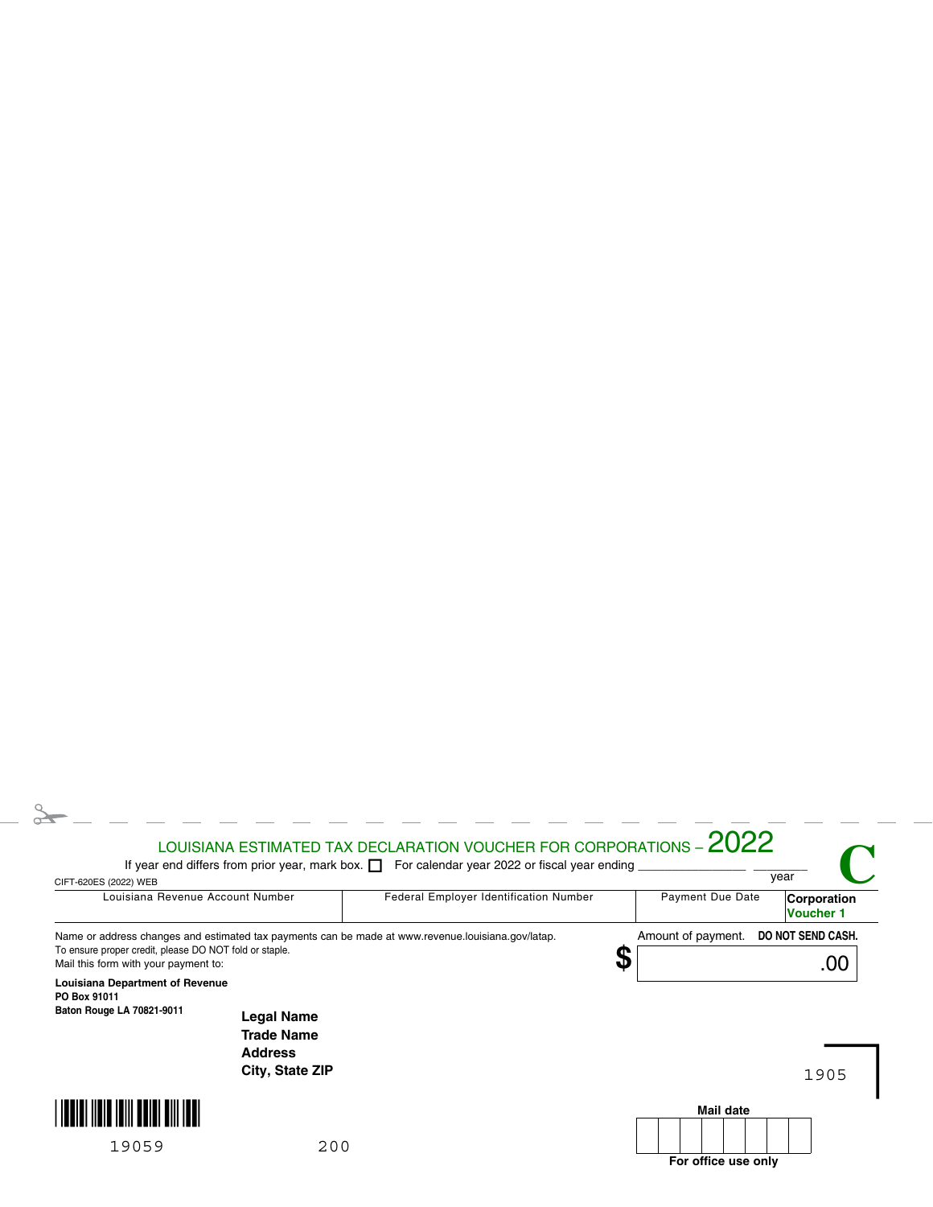## LOUISIANA ESTIMATED TAX DECLARATION VOUCHER FOR CORPORATIONS – 2022

If year end differs from prior year, mark box. ☐ For calendar year 2022 or fiscal year ending ______________ ________ year

**C**

CIFT-620ES (2022) WEB

| Louisiana Revenue Account Number | Federal Employer Identification Number | Payment Due Date | Corporation Voucher 1 |
|---|---|---|---|
| | | | |

Name or address changes and estimated tax payments can be made at www.revenue.louisiana.gov/latap.
To ensure proper credit, please DO NOT fold or staple.
Mail this form with your payment to:

Amount of payment. **DO NOT SEND CASH.**

$ .00

**Louisiana Department of Revenue**
**PO Box 91011**
**Baton Rouge LA 70821-9011**

**Legal Name**
**Trade Name**
**Address**
**City, State ZIP**

1905

19059 200

**Mail date**

**For office use only**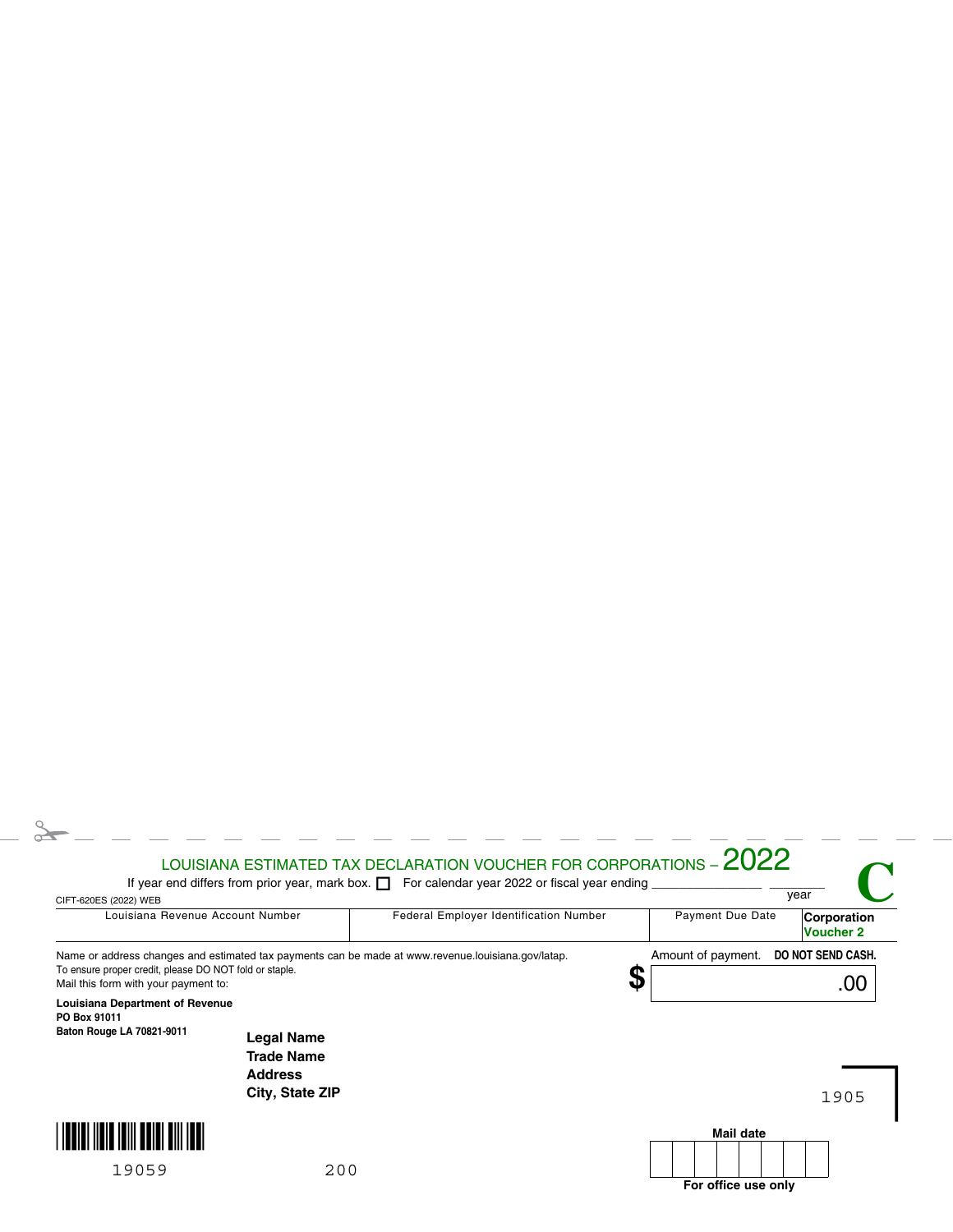## LOUISIANA ESTIMATED TAX DECLARATION VOUCHER FOR CORPORATIONS – 2022

CIFT-620ES (2022) WEB

If year end differs from prior year, mark box. ☐ For calendar year 2022 or fiscal year ending _______________ _________ year

**C**

| Louisiana Revenue Account Number | Federal Employer Identification Number | Payment Due Date | **Corporation Voucher 2** |
| --- | --- | --- | --- |
| | | | |

Name or address changes and estimated tax payments can be made at www.revenue.louisiana.gov/latap.

To ensure proper credit, please DO NOT fold or staple.

Mail this form with your payment to:

Amount of payment. **DO NOT SEND CASH.**

**$** .00

**Louisiana Department of Revenue**
**PO Box 91011**
**Baton Rouge LA 70821-9011**

**Legal Name**
**Trade Name**
**Address**
**City, State ZIP**

1905

19059 200

**Mail date**

**For office use only**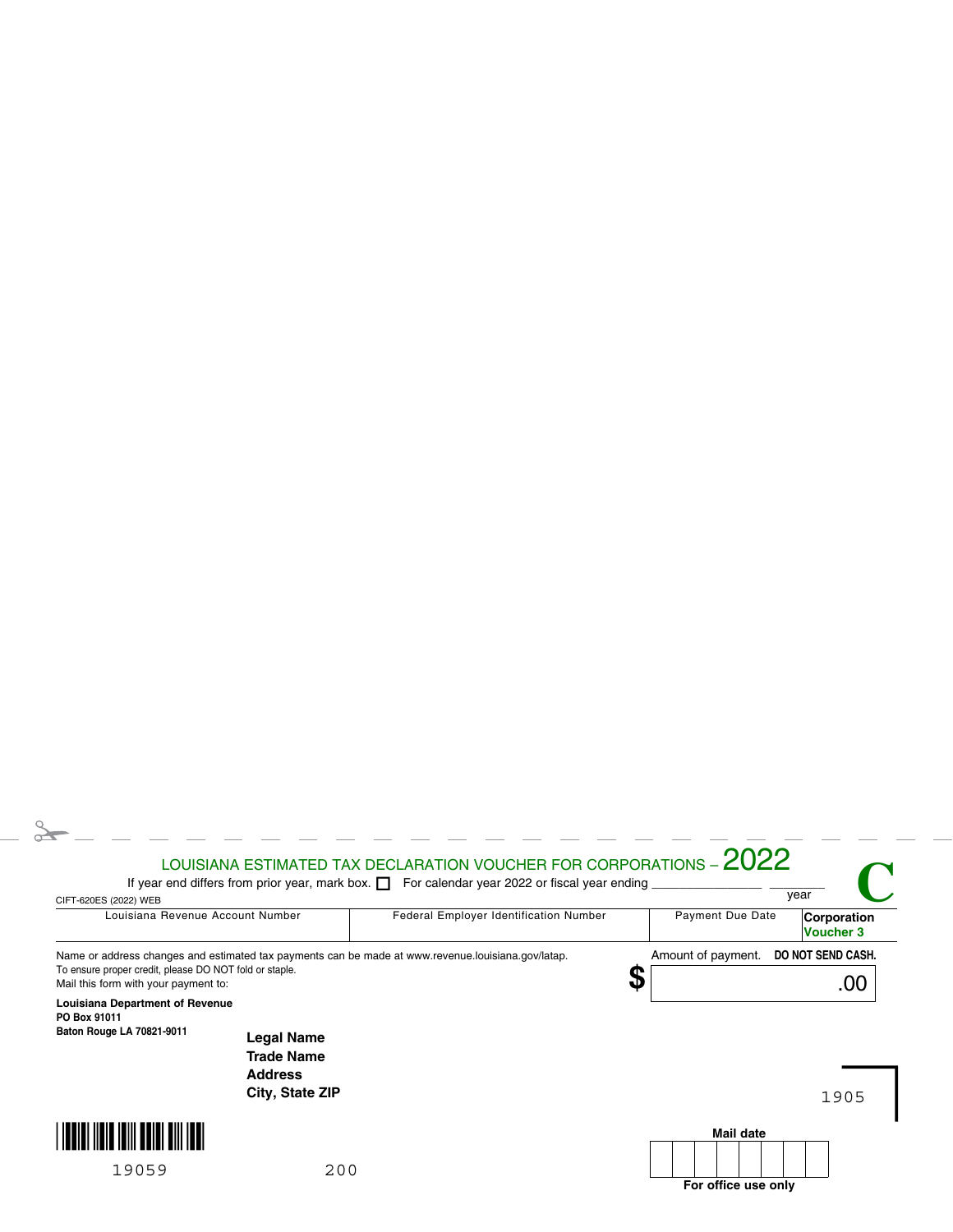# LOUISIANA ESTIMATED TAX DECLARATION VOUCHER FOR CORPORATIONS – 2022

**C**

If year end differs from prior year, mark box. ☐ For calendar year 2022 or fiscal year ending _______________ _________ year

CIFT-620ES (2022) WEB

| Louisiana Revenue Account Number | Federal Employer Identification Number | Payment Due Date | **Corporation Voucher 3** |
|---|---|---|---|
| | | | |

Name or address changes and estimated tax payments can be made at www.revenue.louisiana.gov/latap.

To ensure proper credit, please DO NOT fold or staple.

Mail this form with your payment to:

Amount of payment. **DO NOT SEND CASH.**

$ _______________ .00

**Louisiana Department of Revenue**
**PO Box 91011**
**Baton Rouge LA 70821-9011**

**Legal Name**
**Trade Name**
**Address**
**City, State ZIP**

1905

19059 200

**Mail date**

**For office use only**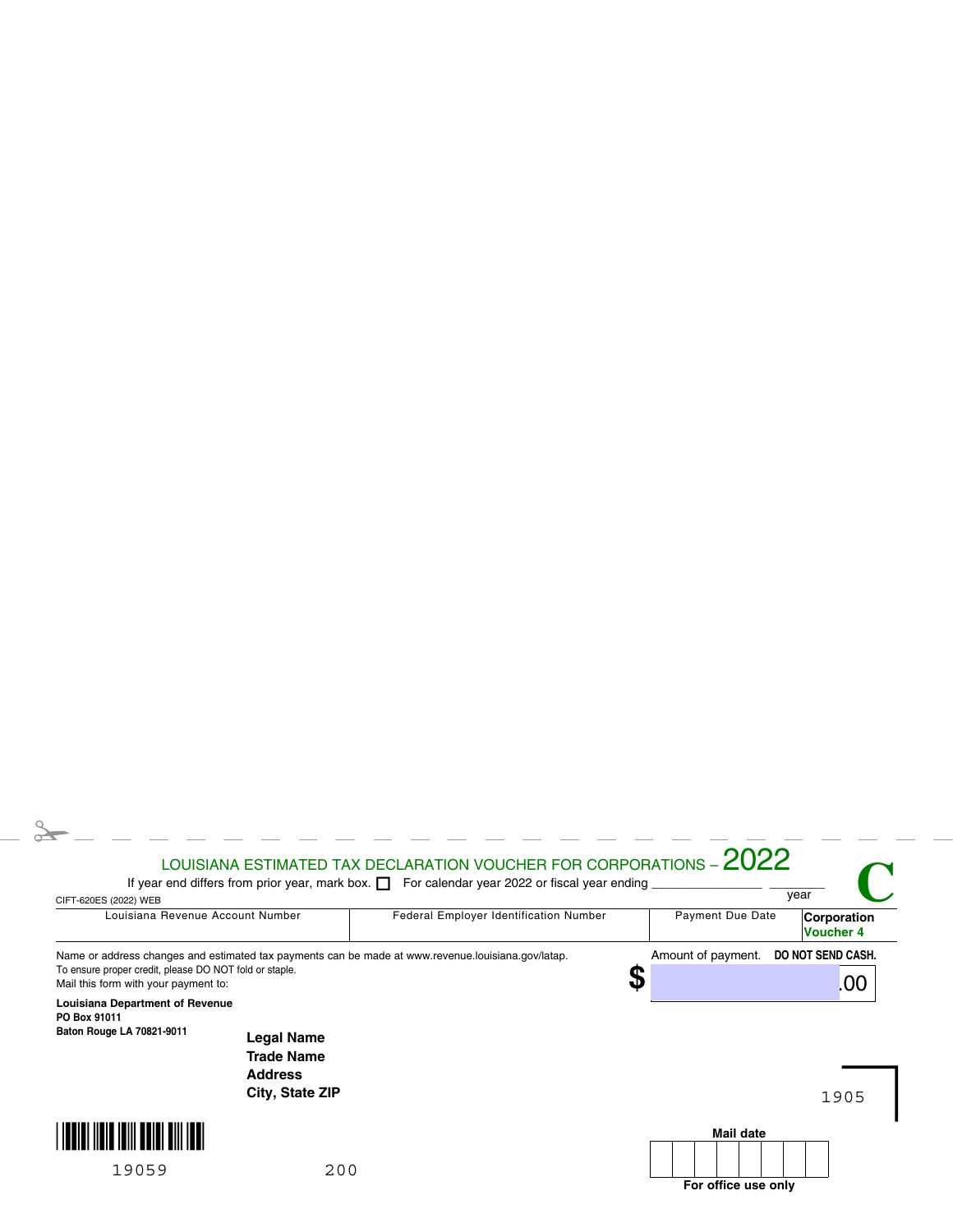## LOUISIANA ESTIMATED TAX DECLARATION VOUCHER FOR CORPORATIONS – 2022

If year end differs from prior year, mark box. ☐ For calendar year 2022 or fiscal year ending _______________ _______ year

**C**

CIFT-620ES (2022) WEB

| Louisiana Revenue Account Number | Federal Employer Identification Number | Payment Due Date | Corporation Voucher 4 |
|---|---|---|---|
| | | | |

Name or address changes and estimated tax payments can be made at www.revenue.louisiana.gov/latap.

To ensure proper credit, please DO NOT fold or staple.

Mail this form with your payment to:

Amount of payment. **DO NOT SEND CASH.**

$ _______________ .00

**Louisiana Department of Revenue**
**PO Box 91011**
**Baton Rouge LA 70821-9011**

**Legal Name**
**Trade Name**
**Address**
**City, State ZIP**

1905

19059 200

**Mail date**

**For office use only**